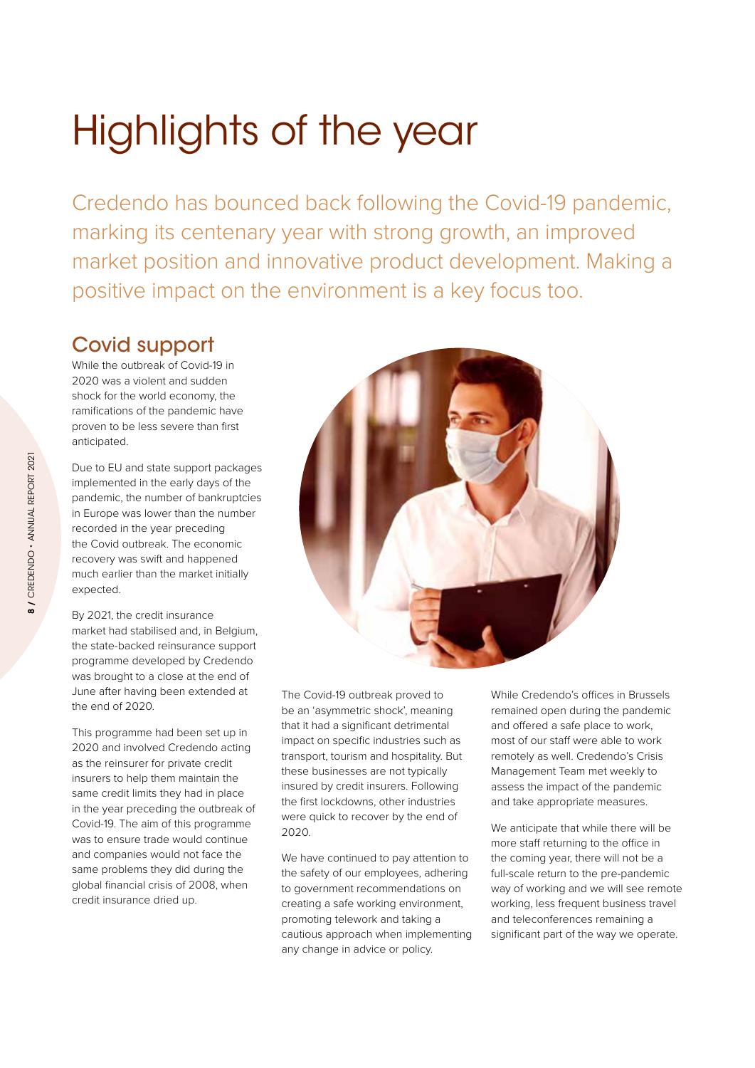# Highlights of the year

Credendo has bounced back following the Covid-19 pandemic, marking its centenary year with strong growth, an improved market position and innovative product development. Making a positive impact on the environment is a key focus too.

## Covid support

While the outbreak of Covid-19 in 2020 was a violent and sudden shock for the world economy, the ramifications of the pandemic have proven to be less severe than first anticipated.

Due to EU and state support packages implemented in the early days of the pandemic, the number of bankruptcies in Europe was lower than the number recorded in the year preceding the Covid outbreak. The economic recovery was swift and happened much earlier than the market initially expected.

By 2021, the credit insurance market had stabilised and, in Belgium, the state-backed reinsurance support programme developed by Credendo was brought to a close at the end of June after having been extended at the end of 2020.

This programme had been set up in 2020 and involved Credendo acting as the reinsurer for private credit insurers to help them maintain the same credit limits they had in place in the year preceding the outbreak of Covid-19. The aim of this programme was to ensure trade would continue and companies would not face the same problems they did during the global financial crisis of 2008, when credit insurance dried up.

The Covid-19 outbreak proved to be an 'asymmetric shock', meaning that it had a significant detrimental impact on specific industries such as transport, tourism and hospitality. But these businesses are not typically insured by credit insurers. Following the first lockdowns, other industries were quick to recover by the end of 2020.

We have continued to pay attention to the safety of our employees, adhering to government recommendations on creating a safe working environment, promoting telework and taking a cautious approach when implementing any change in advice or policy.

While Credendo's offices in Brussels remained open during the pandemic and offered a safe place to work, most of our staff were able to work remotely as well. Credendo's Crisis Management Team met weekly to assess the impact of the pandemic and take appropriate measures.

We anticipate that while there will be more staff returning to the office in the coming year, there will not be a full-scale return to the pre-pandemic way of working and we will see remote working, less frequent business travel and teleconferences remaining a significant part of the way we operate.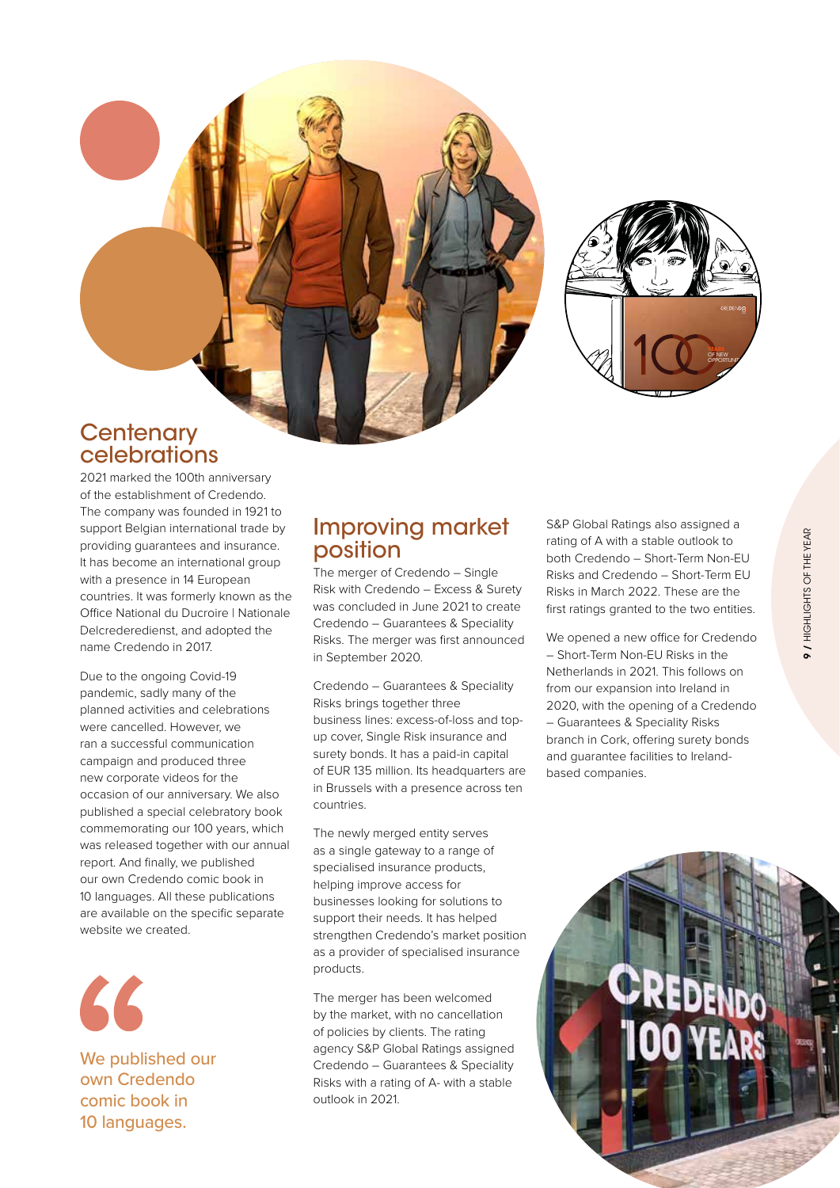## Centenary celebrations

2021 marked the 100th anniversary of the establishment of Credendo. The company was founded in 1921 to support Belgian international trade by providing guarantees and insurance. It has become an international group with a presence in 14 European countries. It was formerly known as the Office National du Ducroire | Nationale Delcrederedienst, and adopted the name Credendo in 2017.

Due to the ongoing Covid-19 pandemic, sadly many of the planned activities and celebrations were cancelled. However, we ran a successful communication campaign and produced three new corporate videos for the occasion of our anniversary. We also published a special celebratory book commemorating our 100 years, which was released together with our annual report. And finally, we published our own Credendo comic book in 10 languages. All these publications are available on the specific separate website we created.

> “We published our own Credendo comic book in 10 languages.

## Improving market position

The merger of Credendo – Single Risk with Credendo – Excess & Surety was concluded in June 2021 to create Credendo – Guarantees & Speciality Risks. The merger was first announced in September 2020.

Credendo – Guarantees & Speciality Risks brings together three business lines: excess-of-loss and top-up cover, Single Risk insurance and surety bonds. It has a paid-in capital of EUR 135 million. Its headquarters are in Brussels with a presence across ten countries.

The newly merged entity serves as a single gateway to a range of specialised insurance products, helping improve access for businesses looking for solutions to support their needs. It has helped strengthen Credendo's market position as a provider of specialised insurance products.

The merger has been welcomed by the market, with no cancellation of policies by clients. The rating agency S&P Global Ratings assigned Credendo – Guarantees & Speciality Risks with a rating of A- with a stable outlook in 2021.

S&P Global Ratings also assigned a rating of A with a stable outlook to both Credendo – Short-Term Non-EU Risks and Credendo – Short-Term EU Risks in March 2022. These are the first ratings granted to the two entities.

We opened a new office for Credendo – Short-Term Non-EU Risks in the Netherlands in 2021. This follows on from our expansion into Ireland in 2020, with the opening of a Credendo – Guarantees & Speciality Risks branch in Cork, offering surety bonds and guarantee facilities to Ireland-based companies.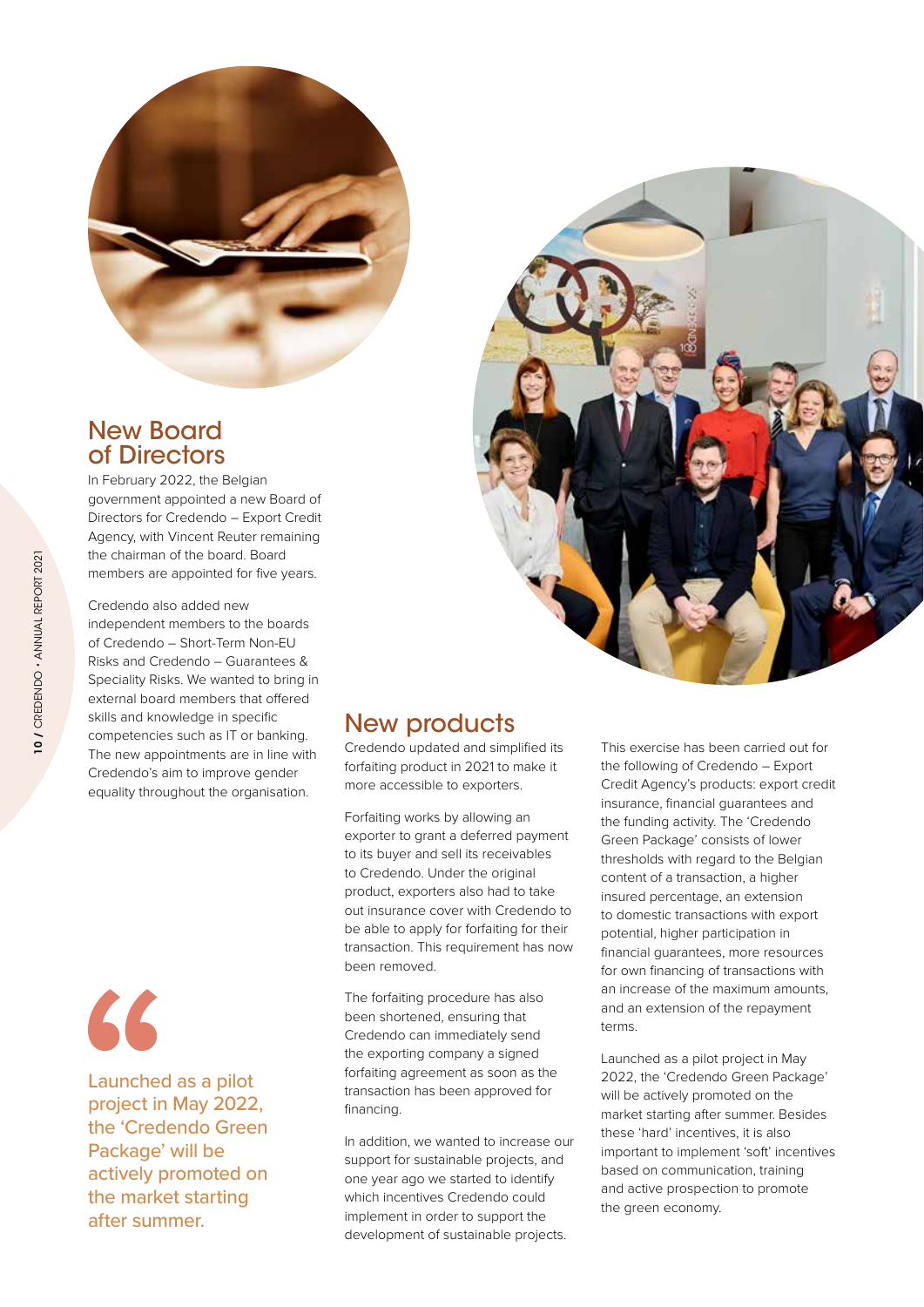## New Board of Directors

In February 2022, the Belgian government appointed a new Board of Directors for Credendo – Export Credit Agency, with Vincent Reuter remaining the chairman of the board. Board members are appointed for five years.

Credendo also added new independent members to the boards of Credendo – Short-Term Non-EU Risks and Credendo – Guarantees & Speciality Risks. We wanted to bring in external board members that offered skills and knowledge in specific competencies such as IT or banking. The new appointments are in line with Credendo's aim to improve gender equality throughout the organisation.

> Launched as a pilot project in May 2022, the 'Credendo Green Package' will be actively promoted on the market starting after summer.

## New products

Credendo updated and simplified its forfaiting product in 2021 to make it more accessible to exporters.

Forfaiting works by allowing an exporter to grant a deferred payment to its buyer and sell its receivables to Credendo. Under the original product, exporters also had to take out insurance cover with Credendo to be able to apply for forfaiting for their transaction. This requirement has now been removed.

The forfaiting procedure has also been shortened, ensuring that Credendo can immediately send the exporting company a signed forfaiting agreement as soon as the transaction has been approved for financing.

In addition, we wanted to increase our support for sustainable projects, and one year ago we started to identify which incentives Credendo could implement in order to support the development of sustainable projects.

This exercise has been carried out for the following of Credendo – Export Credit Agency's products: export credit insurance, financial guarantees and the funding activity. The 'Credendo Green Package' consists of lower thresholds with regard to the Belgian content of a transaction, a higher insured percentage, an extension to domestic transactions with export potential, higher participation in financial guarantees, more resources for own financing of transactions with an increase of the maximum amounts, and an extension of the repayment terms.

Launched as a pilot project in May 2022, the 'Credendo Green Package' will be actively promoted on the market starting after summer. Besides these 'hard' incentives, it is also important to implement 'soft' incentives based on communication, training and active prospection to promote the green economy.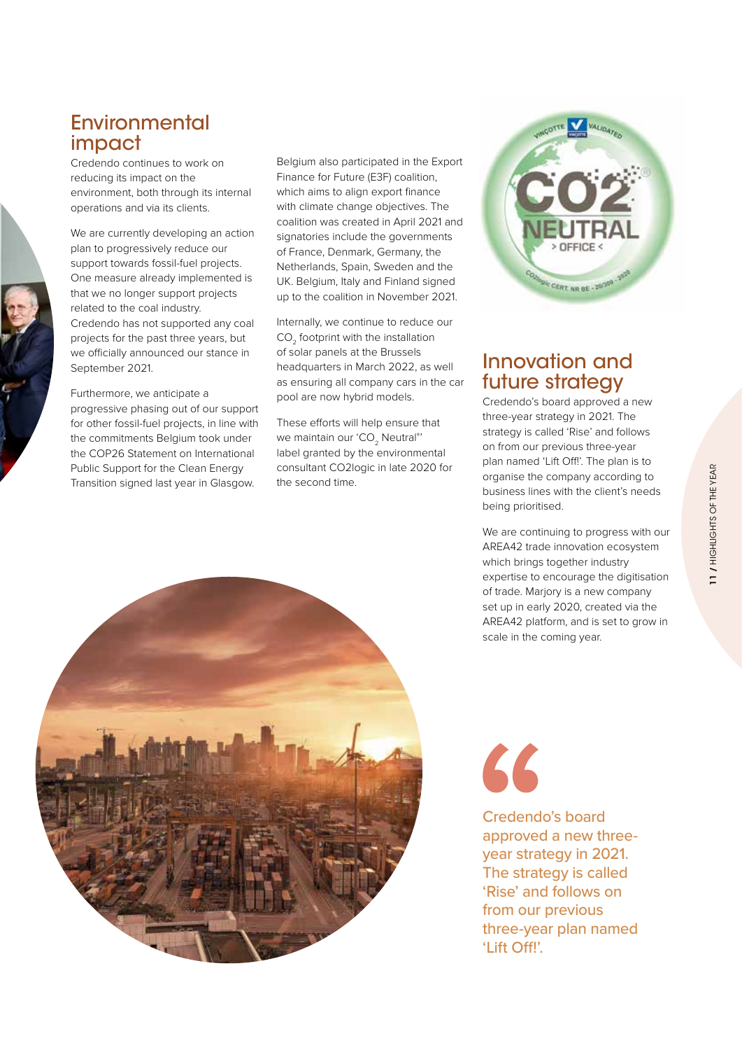## Environmental impact

Credendo continues to work on reducing its impact on the environment, both through its internal operations and via its clients.

We are currently developing an action plan to progressively reduce our support towards fossil-fuel projects. One measure already implemented is that we no longer support projects related to the coal industry. Credendo has not supported any coal projects for the past three years, but we officially announced our stance in September 2021.

Furthermore, we anticipate a progressive phasing out of our support for other fossil-fuel projects, in line with the commitments Belgium took under the COP26 Statement on International Public Support for the Clean Energy Transition signed last year in Glasgow.

Belgium also participated in the Export Finance for Future (E3F) coalition, which aims to align export finance with climate change objectives. The coalition was created in April 2021 and signatories include the governments of France, Denmark, Germany, the Netherlands, Spain, Sweden and the UK. Belgium, Italy and Finland signed up to the coalition in November 2021.

Internally, we continue to reduce our $CO_2$ footprint with the installation of solar panels at the Brussels headquarters in March 2022, as well as ensuring all company cars in the car pool are now hybrid models.

These efforts will help ensure that we maintain our '$CO_2$ Neutral®' label granted by the environmental consultant CO2logic in late 2020 for the second time.

## Innovation and future strategy

Credendo's board approved a new three-year strategy in 2021. The strategy is called 'Rise' and follows on from our previous three-year plan named 'Lift Off!'. The plan is to organise the company according to business lines with the client's needs being prioritised.

We are continuing to progress with our AREA42 trade innovation ecosystem which brings together industry expertise to encourage the digitisation of trade. Marjory is a new company set up in early 2020, created via the AREA42 platform, and is set to grow in scale in the coming year.

> Credendo's board approved a new three-year strategy in 2021. The strategy is called 'Rise' and follows on from our previous three-year plan named 'Lift Off!'.